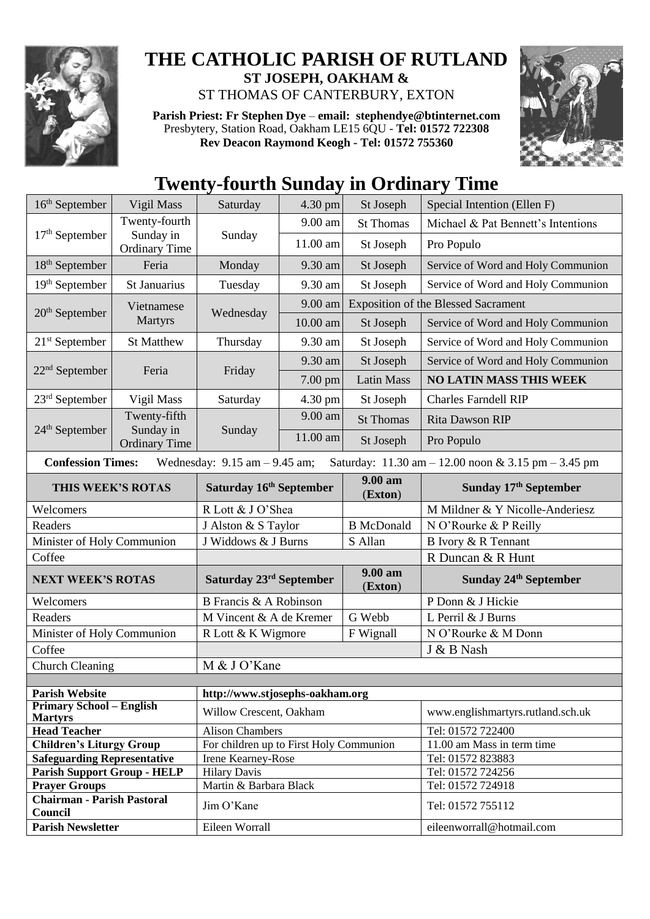# THE CATHOLIC PARISH OF RUTLAND

**ST JOSEPH, OAKHAM &**

ST THOMAS OF CANTERBURY, EXTON

**Parish Priest: Fr Stephen Dye** – **email: stephendye@btinternet.com**
Presbytery, Station Road, Oakham LE15 6QU - **Tel: 01572 722308**
**Rev Deacon Raymond Keogh - Tel: 01572 755360**

## Twenty-fourth Sunday in Ordinary Time

| | | | | | |
|---|---|---|---|---|---|
| 16th September | Vigil Mass | Saturday | 4.30 pm | St Joseph | Special Intention (Ellen F) |
| 17th September | Twenty-fourth Sunday in Ordinary Time | Sunday | 9.00 am | St Thomas | Michael & Pat Bennett's Intentions |
| | | | 11.00 am | St Joseph | Pro Populo |
| 18th September | Feria | Monday | 9.30 am | St Joseph | Service of Word and Holy Communion |
| 19th September | St Januarius | Tuesday | 9.30 am | St Joseph | Service of Word and Holy Communion |
| 20th September | Vietnamese Martyrs | Wednesday | 9.00 am | Exposition of the Blessed Sacrament | |
| | | | 10.00 am | St Joseph | Service of Word and Holy Communion |
| 21st September | St Matthew | Thursday | 9.30 am | St Joseph | Service of Word and Holy Communion |
| 22nd September | Feria | Friday | 9.30 am | St Joseph | Service of Word and Holy Communion |
| | | | 7.00 pm | Latin Mass | **NO LATIN MASS THIS WEEK** |
| 23rd September | Vigil Mass | Saturday | 4.30 pm | St Joseph | Charles Farndell RIP |
| 24th September | Twenty-fifth Sunday in Ordinary Time | Sunday | 9.00 am | St Thomas | Rita Dawson RIP |
| | | | 11.00 am | St Joseph | Pro Populo |

**Confession Times:** Wednesday: 9.15 am – 9.45 am; Saturday: 11.30 am – 12.00 noon & 3.15 pm – 3.45 pm

| **THIS WEEK'S ROTAS** | **Saturday 16th September** | **9.00 am (Exton)** | **Sunday 17th September** |
|---|---|---|---|
| Welcomers | R Lott & J O'Shea | | M Mildner & Y Nicolle-Anderiesz |
| Readers | J Alston & S Taylor | B McDonald | N O'Rourke & P Reilly |
| Minister of Holy Communion | J Widdows & J Burns | S Allan | B Ivory & R Tennant |
| Coffee | | | R Duncan & R Hunt |
| **NEXT WEEK'S ROTAS** | **Saturday 23rd September** | **9.00 am (Exton)** | **Sunday 24th September** |
| Welcomers | B Francis & A Robinson | | P Donn & J Hickie |
| Readers | M Vincent & A de Kremer | G Webb | L Perril & J Burns |
| Minister of Holy Communion | R Lott & K Wigmore | F Wignall | N O'Rourke & M Donn |
| Coffee | | | J & B Nash |
| Church Cleaning | M & J O'Kane | | |

| | | |
|---|---|---|
| **Parish Website** | http://www.stjosephs-oakham.org | |
| **Primary School – English Martyrs** | Willow Crescent, Oakham | www.englishmartyrs.rutland.sch.uk |
| **Head Teacher** | Alison Chambers | Tel: 01572 722400 |
| **Children's Liturgy Group** | For children up to First Holy Communion | 11.00 am Mass in term time |
| **Safeguarding Representative** | Irene Kearney-Rose | Tel: 01572 823883 |
| **Parish Support Group - HELP** | Hilary Davis | Tel: 01572 724256 |
| **Prayer Groups** | Martin & Barbara Black | Tel: 01572 724918 |
| **Chairman - Parish Pastoral Council** | Jim O'Kane | Tel: 01572 755112 |
| **Parish Newsletter** | Eileen Worrall | eileenworrall@hotmail.com |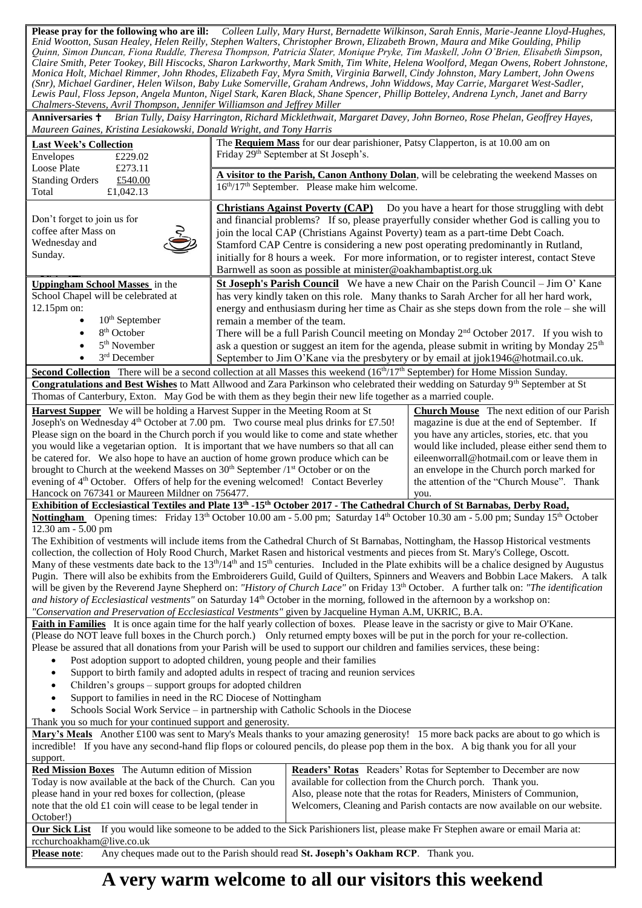**Please pray for the following who are ill:** *Colleen Lully, Mary Hurst, Bernadette Wilkinson, Sarah Ennis, Marie-Jeanne Lloyd-Hughes, Enid Wootton, Susan Healey, Helen Reilly, Stephen Walters, Christopher Brown, Elizabeth Brown, Maura and Mike Goulding, Philip Quinn, Simon Duncan, Fiona Ruddle, Theresa Thompson, Patricia Slater, Monique Pryke, Tim Maskell, John O'Brien, Elisabeth Simpson, Claire Smith, Peter Tookey, Bill Hiscocks, Sharon Larkworthy, Mark Smith, Tim White, Helena Woolford, Megan Owens, Robert Johnstone, Monica Holt, Michael Rimmer, John Rhodes, Elizabeth Fay, Myra Smith, Virginia Barwell, Cindy Johnston, Mary Lambert, John Owens (Snr), Michael Gardiner, Helen Wilson, Baby Luke Somerville, Graham Andrews, John Widdows, May Carrie, Margaret West-Sadler, Lewis Paul, Floss Jepson, Angela Munton, Nigel Stark, Karen Black, Shane Spencer, Phillip Botteley, Andrena Lynch, Janet and Barry Chalmers-Stevens, Avril Thompson, Jennifer Williamson and Jeffrey Miller*

**Anniversaries ✝** *Brian Tully, Daisy Harrington, Richard Micklethwait, Margaret Davey, John Borneo, Rose Phelan, Geoffrey Hayes, Maureen Gaines, Kristina Lesiakowski, Donald Wright, and Tony Harris*

**Last Week's Collection**

| | |
|---|---|
| Envelopes | £229.02 |
| Loose Plate | £273.11 |
| Standing Orders | £540.00 |
| Total | £1,042.13 |

The **Requiem Mass** for our dear parishioner, Patsy Clapperton, is at 10.00 am on Friday 29th September at St Joseph's.

**A visitor to the Parish, Canon Anthony Dolan**, will be celebrating the weekend Masses on 16th/17th September. Please make him welcome.

Don't forget to join us for coffee after Mass on Wednesday and Sunday.

**Christians Against Poverty (CAP)** Do you have a heart for those struggling with debt and financial problems? If so, please prayerfully consider whether God is calling you to join the local CAP (Christians Against Poverty) team as a part-time Debt Coach. Stamford CAP Centre is considering a new post operating predominantly in Rutland, initially for 8 hours a week. For more information, or to register interest, contact Steve Barnwell as soon as possible at minister@oakhambaptist.org.uk

**Uppingham School Masses** in the School Chapel will be celebrated at 12.15pm on:

- 10th September
- 8th October
- 5th November
- 3rd December

**St Joseph's Parish Council** We have a new Chair on the Parish Council – Jim O' Kane has very kindly taken on this role. Many thanks to Sarah Archer for all her hard work, energy and enthusiasm during her time as Chair as she steps down from the role – she will remain a member of the team.
There will be a full Parish Council meeting on Monday 2nd October 2017. If you wish to ask a question or suggest an item for the agenda, please submit in writing by Monday 25th September to Jim O'Kane via the presbytery or by email at jjok1946@hotmail.co.uk.

**Second Collection** There will be a second collection at all Masses this weekend (16th/17th September) for Home Mission Sunday.

**Congratulations and Best Wishes** to Matt Allwood and Zara Parkinson who celebrated their wedding on Saturday 9th September at St Thomas of Canterbury, Exton. May God be with them as they begin their new life together as a married couple.

**Harvest Supper** We will be holding a Harvest Supper in the Meeting Room at St Joseph's on Wednesday 4th October at 7.00 pm. Two course meal plus drinks for £7.50! Please sign on the board in the Church porch if you would like to come and state whether you would like a vegetarian option. It is important that we have numbers so that all can be catered for. We also hope to have an auction of home grown produce which can be brought to Church at the weekend Masses on 30th September /1st October or on the evening of 4th October. Offers of help for the evening welcomed! Contact Beverley Hancock on 767341 or Maureen Mildner on 756477.

**Church Mouse** The next edition of our Parish magazine is due at the end of September. If you have any articles, stories, etc. that you would like included, please either send them to eileenworrall@hotmail.com or leave them in an envelope in the Church porch marked for the attention of the "Church Mouse". Thank you.

**Exhibition of Ecclesiastical Textiles and Plate 13th -15th October 2017 - The Cathedral Church of St Barnabas, Derby Road, Nottingham** Opening times: Friday 13th October 10.00 am - 5.00 pm; Saturday 14th October 10.30 am - 5.00 pm; Sunday 15th October 12.30 am - 5.00 pm
The Exhibition of vestments will include items from the Cathedral Church of St Barnabas, Nottingham, the Hassop Historical vestments collection, the collection of Holy Rood Church, Market Rasen and historical vestments and pieces from St. Mary's College, Oscott. Many of these vestments date back to the 13th/14th and 15th centuries. Included in the Plate exhibits will be a chalice designed by Augustus Pugin. There will also be exhibits from the Embroiderers Guild, Guild of Quilters, Spinners and Weavers and Bobbin Lace Makers. A talk will be given by the Reverend Jayne Shepherd on: *"History of Church Lace"* on Friday 13th October. A further talk on: *"The identification and history of Ecclesiastical vestments"* on Saturday 14th October in the morning, followed in the afternoon by a workshop on: *"Conservation and Preservation of Ecclesiastical Vestments"* given by Jacqueline Hyman A.M, UKRIC, B.A.

**Faith in Families** It is once again time for the half yearly collection of boxes. Please leave in the sacristy or give to Mair O'Kane. (Please do NOT leave full boxes in the Church porch.) Only returned empty boxes will be put in the porch for your re-collection. Please be assured that all donations from your Parish will be used to support our children and families services, these being:

- Post adoption support to adopted children, young people and their families
- Support to birth family and adopted adults in respect of tracing and reunion services
- Children's groups – support groups for adopted children
- Support to families in need in the RC Diocese of Nottingham
- Schools Social Work Service – in partnership with Catholic Schools in the Diocese

Thank you so much for your continued support and generosity.

**Mary's Meals** Another £100 was sent to Mary's Meals thanks to your amazing generosity! 15 more back packs are about to go which is incredible! If you have any second-hand flip flops or coloured pencils, do please pop them in the box. A big thank you for all your support.

**Red Mission Boxes** The Autumn edition of Mission Today is now available at the back of the Church. Can you please hand in your red boxes for collection, (please note that the old £1 coin will cease to be legal tender in October!)

**Readers' Rotas** Readers' Rotas for September to December are now available for collection from the Church porch. Thank you.
Also, please note that the rotas for Readers, Ministers of Communion, Welcomers, Cleaning and Parish contacts are now available on our website.

**Our Sick List** If you would like someone to be added to the Sick Parishioners list, please make Fr Stephen aware or email Maria at: rcchurchoakham@live.co.uk

**Please note**: Any cheques made out to the Parish should read **St. Joseph's Oakham RCP**. Thank you.

# A very warm welcome to all our visitors this weekend